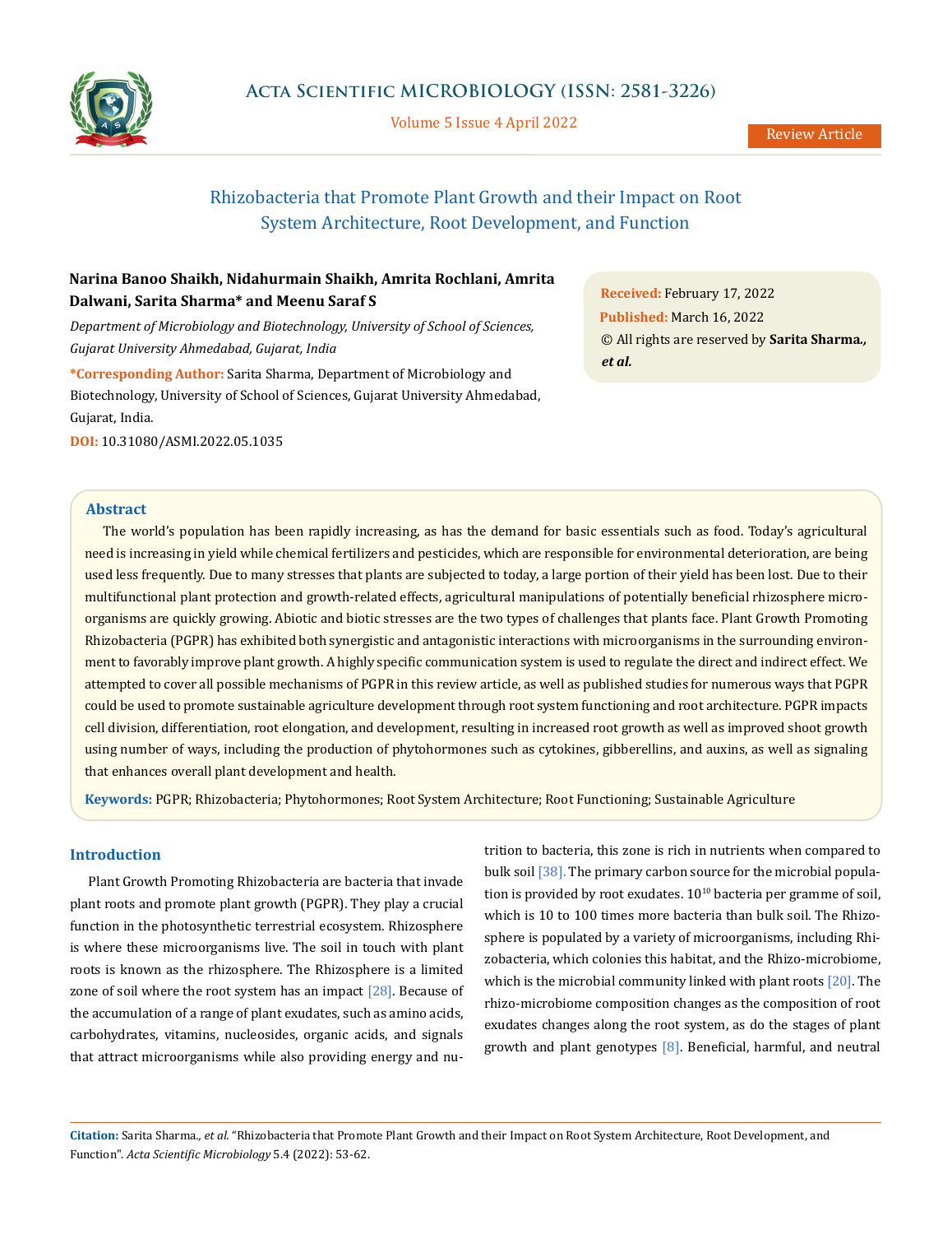# Rhizobacteria that Promote Plant Growth and their Impact on Root System Architecture, Root Development, and Function

**Narina Banoo Shaikh, Nidahurmain Shaikh, Amrita Rochlani, Amrita Dalwani, Sarita Sharma* and Meenu Saraf S**

*Department of Microbiology and Biotechnology, University of School of Sciences, Gujarat University Ahmedabad, Gujarat, India*

**\*Corresponding Author:** Sarita Sharma, Department of Microbiology and Biotechnology, University of School of Sciences, Gujarat University Ahmedabad, Gujarat, India.

**DOI:** 10.31080/ASMI.2022.05.1035

**Received:** February 17, 2022
**Published:** March 16, 2022
© All rights are reserved by **Sarita Sharma*., et al.***

## Abstract

The world's population has been rapidly increasing, as has the demand for basic essentials such as food. Today's agricultural need is increasing in yield while chemical fertilizers and pesticides, which are responsible for environmental deterioration, are being used less frequently. Due to many stresses that plants are subjected to today, a large portion of their yield has been lost. Due to their multifunctional plant protection and growth-related effects, agricultural manipulations of potentially beneficial rhizosphere microorganisms are quickly growing. Abiotic and biotic stresses are the two types of challenges that plants face. Plant Growth Promoting Rhizobacteria (PGPR) has exhibited both synergistic and antagonistic interactions with microorganisms in the surrounding environment to favorably improve plant growth. A highly specific communication system is used to regulate the direct and indirect effect. We attempted to cover all possible mechanisms of PGPR in this review article, as well as published studies for numerous ways that PGPR could be used to promote sustainable agriculture development through root system functioning and root architecture. PGPR impacts cell division, differentiation, root elongation, and development, resulting in increased root growth as well as improved shoot growth using number of ways, including the production of phytohormones such as cytokines, gibberellins, and auxins, as well as signaling that enhances overall plant development and health.

**Keywords:** PGPR; Rhizobacteria; Phytohormones; Root System Architecture; Root Functioning; Sustainable Agriculture

## Introduction

Plant Growth Promoting Rhizobacteria are bacteria that invade plant roots and promote plant growth (PGPR). They play a crucial function in the photosynthetic terrestrial ecosystem. Rhizosphere is where these microorganisms live. The soil in touch with plant roots is known as the rhizosphere. The Rhizosphere is a limited zone of soil where the root system has an impact [28]. Because of the accumulation of a range of plant exudates, such as amino acids, carbohydrates, vitamins, nucleosides, organic acids, and signals that attract microorganisms while also providing energy and nutrition to bacteria, this zone is rich in nutrients when compared to bulk soil [38]. The primary carbon source for the microbial population is provided by root exudates. $10^{10}$ bacteria per gramme of soil, which is 10 to 100 times more bacteria than bulk soil. The Rhizosphere is populated by a variety of microorganisms, including Rhizobacteria, which colonies this habitat, and the Rhizo-microbiome, which is the microbial community linked with plant roots [20]. The rhizo-microbiome composition changes as the composition of root exudates changes along the root system, as do the stages of plant growth and plant genotypes [8]. Beneficial, harmful, and neutral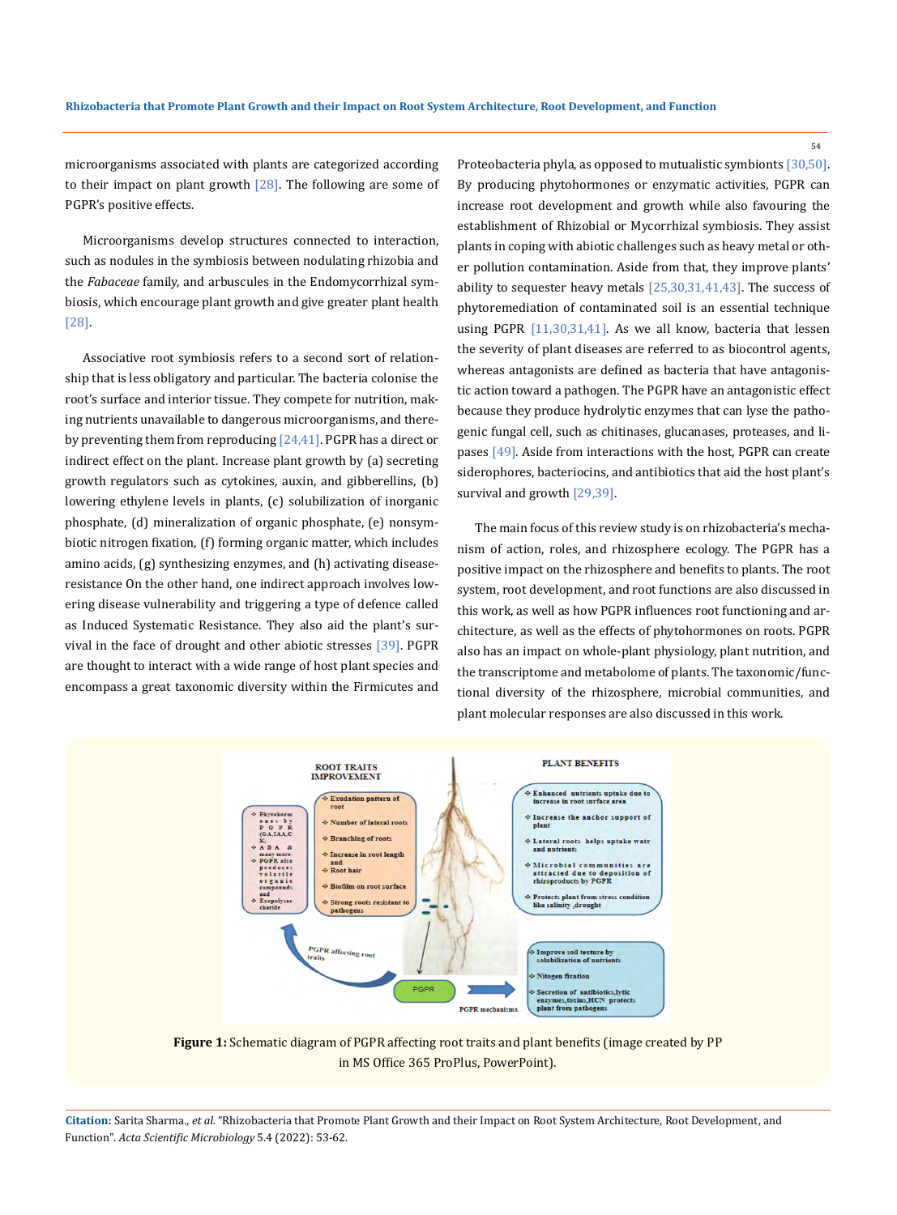microorganisms associated with plants are categorized according to their impact on plant growth [28]. The following are some of PGPR's positive effects.

Microorganisms develop structures connected to interaction, such as nodules in the symbiosis between nodulating rhizobia and the *Fabaceae* family, and arbuscules in the Endomycorrhizal symbiosis, which encourage plant growth and give greater plant health [28].

Associative root symbiosis refers to a second sort of relationship that is less obligatory and particular. The bacteria colonise the root's surface and interior tissue. They compete for nutrition, making nutrients unavailable to dangerous microorganisms, and thereby preventing them from reproducing [24,41]. PGPR has a direct or indirect effect on the plant. Increase plant growth by (a) secreting growth regulators such as cytokines, auxin, and gibberellins, (b) lowering ethylene levels in plants, (c) solubilization of inorganic phosphate, (d) mineralization of organic phosphate, (e) nonsymbiotic nitrogen fixation, (f) forming organic matter, which includes amino acids, (g) synthesizing enzymes, and (h) activating disease-resistance On the other hand, one indirect approach involves lowering disease vulnerability and triggering a type of defence called as Induced Systematic Resistance. They also aid the plant's survival in the face of drought and other abiotic stresses [39]. PGPR are thought to interact with a wide range of host plant species and encompass a great taxonomic diversity within the Firmicutes and Proteobacteria phyla, as opposed to mutualistic symbionts [30,50]. By producing phytohormones or enzymatic activities, PGPR can increase root development and growth while also favouring the establishment of Rhizobial or Mycorrhizal symbiosis. They assist plants in coping with abiotic challenges such as heavy metal or other pollution contamination. Aside from that, they improve plants' ability to sequester heavy metals [25,30,31,41,43]. The success of phytoremediation of contaminated soil is an essential technique using PGPR [11,30,31,41]. As we all know, bacteria that lessen the severity of plant diseases are referred to as biocontrol agents, whereas antagonists are defined as bacteria that have antagonistic action toward a pathogen. The PGPR have an antagonistic effect because they produce hydrolytic enzymes that can lyse the pathogenic fungal cell, such as chitinases, glucanases, proteases, and lipases [49]. Aside from interactions with the host, PGPR can create siderophores, bacteriocins, and antibiotics that aid the host plant's survival and growth [29,39].

The main focus of this review study is on rhizobacteria's mechanism of action, roles, and rhizosphere ecology. The PGPR has a positive impact on the rhizosphere and benefits to plants. The root system, root development, and root functions are also discussed in this work, as well as how PGPR influences root functioning and architecture, as well as the effects of phytohormones on roots. PGPR also has an impact on whole-plant physiology, plant nutrition, and the transcriptome and metabolome of plants. The taxonomic/functional diversity of the rhizosphere, microbial communities, and plant molecular responses are also discussed in this work.

**Figure 1:** Schematic diagram of PGPR affecting root traits and plant benefits (image created by PP in MS Office 365 ProPlus, PowerPoint).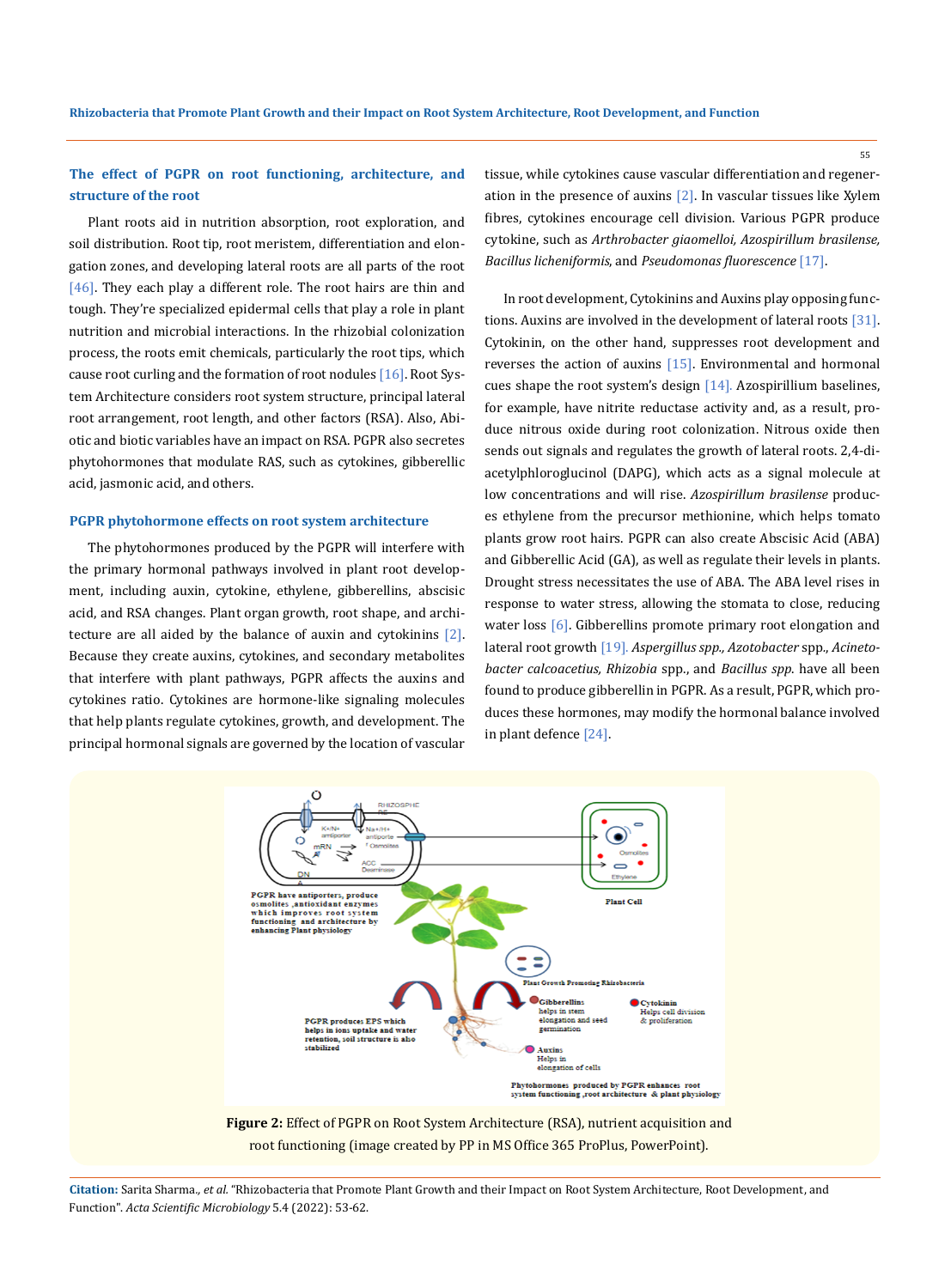### The effect of PGPR on root functioning, architecture, and structure of the root

Plant roots aid in nutrition absorption, root exploration, and soil distribution. Root tip, root meristem, differentiation and elongation zones, and developing lateral roots are all parts of the root [46]. They each play a different role. The root hairs are thin and tough. They're specialized epidermal cells that play a role in plant nutrition and microbial interactions. In the rhizobial colonization process, the roots emit chemicals, particularly the root tips, which cause root curling and the formation of root nodules [16]. Root System Architecture considers root system structure, principal lateral root arrangement, root length, and other factors (RSA). Also, Abiotic and biotic variables have an impact on RSA. PGPR also secretes phytohormones that modulate RAS, such as cytokines, gibberellic acid, jasmonic acid, and others.

### PGPR phytohormone effects on root system architecture

The phytohormones produced by the PGPR will interfere with the primary hormonal pathways involved in plant root development, including auxin, cytokine, ethylene, gibberellins, abscisic acid, and RSA changes. Plant organ growth, root shape, and architecture are all aided by the balance of auxin and cytokinins [2]. Because they create auxins, cytokines, and secondary metabolites that interfere with plant pathways, PGPR affects the auxins and cytokines ratio. Cytokines are hormone-like signaling molecules that help plants regulate cytokines, growth, and development. The principal hormonal signals are governed by the location of vascular tissue, while cytokines cause vascular differentiation and regeneration in the presence of auxins [2]. In vascular tissues like Xylem fibres, cytokines encourage cell division. Various PGPR produce cytokine, such as *Arthrobacter giaomelloi, Azospirillum brasilense, Bacillus licheniformis*, and *Pseudomonas fluorescence* [17].

In root development, Cytokinins and Auxins play opposing functions. Auxins are involved in the development of lateral roots [31]. Cytokinin, on the other hand, suppresses root development and reverses the action of auxins [15]. Environmental and hormonal cues shape the root system's design [14]. Azospirillium baselines, for example, have nitrite reductase activity and, as a result, produce nitrous oxide during root colonization. Nitrous oxide then sends out signals and regulates the growth of lateral roots. 2,4-diacetylphloroglucinol (DAPG), which acts as a signal molecule at low concentrations and will rise. *Azospirillum brasilense* produces ethylene from the precursor methionine, which helps tomato plants grow root hairs. PGPR can also create Abscisic Acid (ABA) and Gibberellic Acid (GA), as well as regulate their levels in plants. Drought stress necessitates the use of ABA. The ABA level rises in response to water stress, allowing the stomata to close, reducing water loss [6]. Gibberellins promote primary root elongation and lateral root growth [19]. *Aspergillus spp., Azotobacter* spp., *Acinetobacter calcoacetius, Rhizobia* spp., and *Bacillus spp.* have all been found to produce gibberellin in PGPR. As a result, PGPR, which produces these hormones, may modify the hormonal balance involved in plant defence [24].

**Figure 2:** Effect of PGPR on Root System Architecture (RSA), nutrient acquisition and root functioning (image created by PP in MS Office 365 ProPlus, PowerPoint).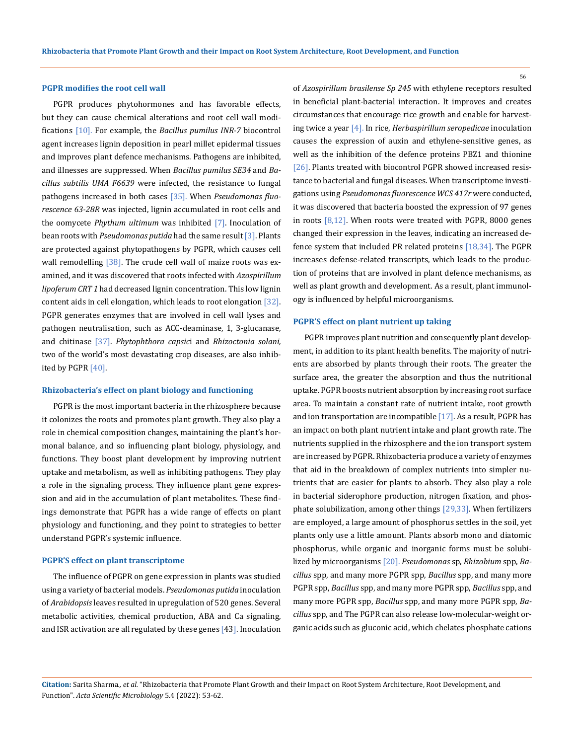### PGPR modifies the root cell wall

PGPR produces phytohormones and has favorable effects, but they can cause chemical alterations and root cell wall modifications [10]. For example, the *Bacillus pumilus INR-7* biocontrol agent increases lignin deposition in pearl millet epidermal tissues and improves plant defence mechanisms. Pathogens are inhibited, and illnesses are suppressed. When *Bacillus pumilus SE34* and *Bacillus subtilis UMA F6639* were infected, the resistance to fungal pathogens increased in both cases [35]. When *Pseudomonas fluorescence 63-28R* was injected, lignin accumulated in root cells and the oomycete *Phythum ultimum* was inhibited [7]. Inoculation of bean roots with *Pseudomonas putida* had the same result [3]. Plants are protected against phytopathogens by PGPR, which causes cell wall remodelling [38]. The crude cell wall of maize roots was examined, and it was discovered that roots infected with *Azospirillum lipoferum CRT 1* had decreased lignin concentration. This low lignin content aids in cell elongation, which leads to root elongation [32]. PGPR generates enzymes that are involved in cell wall lyses and pathogen neutralisation, such as ACC-deaminase, 1, 3-glucanase, and chitinase [37]. *Phytophthora capsici* and *Rhizoctonia solani,* two of the world's most devastating crop diseases, are also inhibited by PGPR [40].

### Rhizobacteria's effect on plant biology and functioning

PGPR is the most important bacteria in the rhizosphere because it colonizes the roots and promotes plant growth. They also play a role in chemical composition changes, maintaining the plant's hormonal balance, and so influencing plant biology, physiology, and functions. They boost plant development by improving nutrient uptake and metabolism, as well as inhibiting pathogens. They play a role in the signaling process. They influence plant gene expression and aid in the accumulation of plant metabolites. These findings demonstrate that PGPR has a wide range of effects on plant physiology and functioning, and they point to strategies to better understand PGPR's systemic influence.

### PGPR'S effect on plant transcriptome

The influence of PGPR on gene expression in plants was studied using a variety of bacterial models. *Pseudomonas putida* inoculation of *Arabidopsis* leaves resulted in upregulation of 520 genes. Several metabolic activities, chemical production, ABA and Ca signaling, and ISR activation are all regulated by these genes [43]. Inoculation of *Azospirillum brasilense Sp 245* with ethylene receptors resulted in beneficial plant-bacterial interaction. It improves and creates circumstances that encourage rice growth and enable for harvesting twice a year [4]. In rice, *Herbaspirillum seropedicae* inoculation causes the expression of auxin and ethylene-sensitive genes, as well as the inhibition of the defence proteins PBZ1 and thionine [26]. Plants treated with biocontrol PGPR showed increased resistance to bacterial and fungal diseases. When transcriptome investigations using *Pseudomonas fluorescence WCS 417r* were conducted, it was discovered that bacteria boosted the expression of 97 genes in roots [8,12]. When roots were treated with PGPR, 8000 genes changed their expression in the leaves, indicating an increased defence system that included PR related proteins [18,34]. The PGPR increases defense-related transcripts, which leads to the production of proteins that are involved in plant defence mechanisms, as well as plant growth and development. As a result, plant immunology is influenced by helpful microorganisms.

### PGPR'S effect on plant nutrient up taking

PGPR improves plant nutrition and consequently plant development, in addition to its plant health benefits. The majority of nutrients are absorbed by plants through their roots. The greater the surface area, the greater the absorption and thus the nutritional uptake. PGPR boosts nutrient absorption by increasing root surface area. To maintain a constant rate of nutrient intake, root growth and ion transportation are incompatible [17]. As a result, PGPR has an impact on both plant nutrient intake and plant growth rate. The nutrients supplied in the rhizosphere and the ion transport system are increased by PGPR. Rhizobacteria produce a variety of enzymes that aid in the breakdown of complex nutrients into simpler nutrients that are easier for plants to absorb. They also play a role in bacterial siderophore production, nitrogen fixation, and phosphate solubilization, among other things [29,33]. When fertilizers are employed, a large amount of phosphorus settles in the soil, yet plants only use a little amount. Plants absorb mono and diatomic phosphorus, while organic and inorganic forms must be solubilized by microorganisms [20]. *Pseudomonas* sp, *Rhizobium* spp, *Bacillus* spp, and many more PGPR spp, *Bacillus* spp, and many more PGPR spp, *Bacillus* spp, and many more PGPR spp, *Bacillus* spp, and many more PGPR spp, *Bacillus* spp, and many more PGPR spp, *Bacillus* spp, and The PGPR can also release low-molecular-weight organic acids such as gluconic acid, which chelates phosphate cations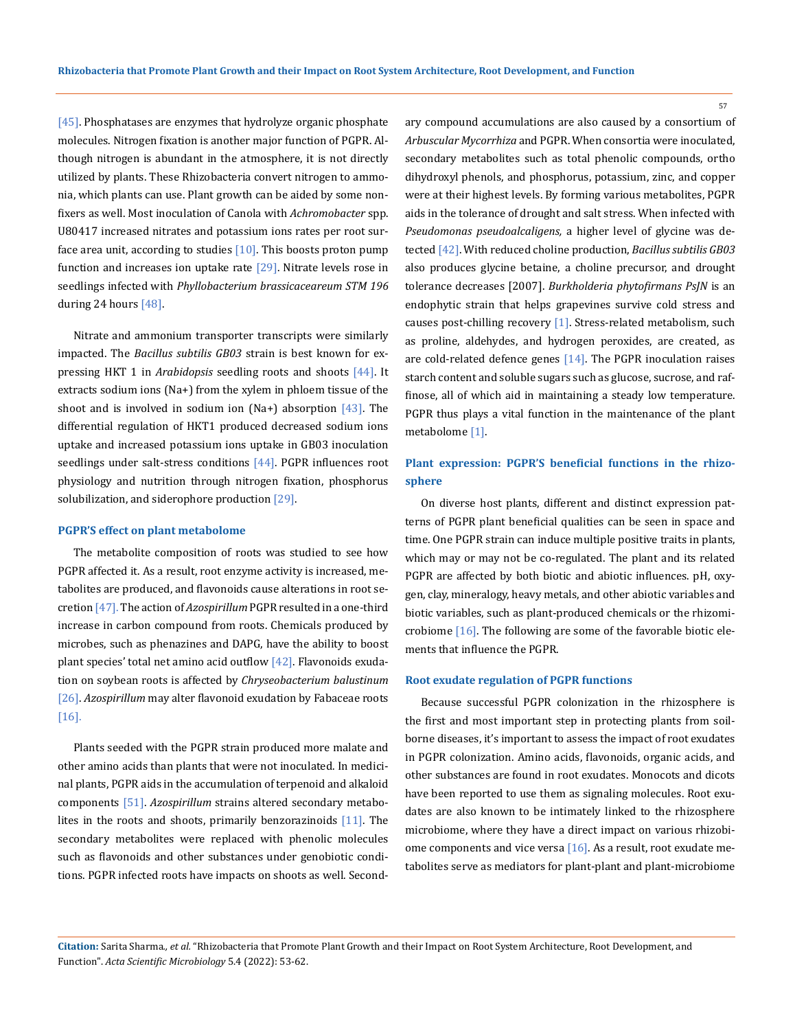[45]. Phosphatases are enzymes that hydrolyze organic phosphate molecules. Nitrogen fixation is another major function of PGPR. Although nitrogen is abundant in the atmosphere, it is not directly utilized by plants. These Rhizobacteria convert nitrogen to ammonia, which plants can use. Plant growth can be aided by some non-fixers as well. Most inoculation of Canola with *Achromobacter* spp. U80417 increased nitrates and potassium ions rates per root surface area unit, according to studies [10]. This boosts proton pump function and increases ion uptake rate [29]. Nitrate levels rose in seedlings infected with *Phyllobacterium brassicaceareum STM 196* during 24 hours [48].

Nitrate and ammonium transporter transcripts were similarly impacted. The *Bacillus subtilis GB03* strain is best known for expressing HKT 1 in *Arabidopsis* seedling roots and shoots [44]. It extracts sodium ions (Na+) from the xylem in phloem tissue of the shoot and is involved in sodium ion (Na+) absorption [43]. The differential regulation of HKT1 produced decreased sodium ions uptake and increased potassium ions uptake in GB03 inoculation seedlings under salt-stress conditions [44]. PGPR influences root physiology and nutrition through nitrogen fixation, phosphorus solubilization, and siderophore production [29].

#### PGPR'S effect on plant metabolome

The metabolite composition of roots was studied to see how PGPR affected it. As a result, root enzyme activity is increased, metabolites are produced, and flavonoids cause alterations in root secretion [47]. The action of *Azospirillum* PGPR resulted in a one-third increase in carbon compound from roots. Chemicals produced by microbes, such as phenazines and DAPG, have the ability to boost plant species' total net amino acid outflow [42]. Flavonoids exudation on soybean roots is affected by *Chryseobacterium balustinum* [26]. *Azospirillum* may alter flavonoid exudation by Fabaceae roots [16].

Plants seeded with the PGPR strain produced more malate and other amino acids than plants that were not inoculated. In medicinal plants, PGPR aids in the accumulation of terpenoid and alkaloid components [51]. *Azospirillum* strains altered secondary metabolites in the roots and shoots, primarily benzorazinoids [11]. The secondary metabolites were replaced with phenolic molecules such as flavonoids and other substances under genobiotic conditions. PGPR infected roots have impacts on shoots as well. Secondary compound accumulations are also caused by a consortium of *Arbuscular Mycorrhiza* and PGPR. When consortia were inoculated, secondary metabolites such as total phenolic compounds, ortho dihydroxyl phenols, and phosphorus, potassium, zinc, and copper were at their highest levels. By forming various metabolites, PGPR aids in the tolerance of drought and salt stress. When infected with *Pseudomonas pseudoalcaligens,* a higher level of glycine was detected [42]. With reduced choline production, *Bacillus subtilis GB03* also produces glycine betaine, a choline precursor, and drought tolerance decreases [2007]. *Burkholderia phytofirmans PsJN* is an endophytic strain that helps grapevines survive cold stress and causes post-chilling recovery [1]. Stress-related metabolism, such as proline, aldehydes, and hydrogen peroxides, are created, as are cold-related defence genes [14]. The PGPR inoculation raises starch content and soluble sugars such as glucose, sucrose, and raffinose, all of which aid in maintaining a steady low temperature. PGPR thus plays a vital function in the maintenance of the plant metabolome [1].

### Plant expression: PGPR'S beneficial functions in the rhizosphere

On diverse host plants, different and distinct expression patterns of PGPR plant beneficial qualities can be seen in space and time. One PGPR strain can induce multiple positive traits in plants, which may or may not be co-regulated. The plant and its related PGPR are affected by both biotic and abiotic influences. pH, oxygen, clay, mineralogy, heavy metals, and other abiotic variables and biotic variables, such as plant-produced chemicals or the rhizomicrobiome [16]. The following are some of the favorable biotic elements that influence the PGPR.

#### Root exudate regulation of PGPR functions

Because successful PGPR colonization in the rhizosphere is the first and most important step in protecting plants from soil-borne diseases, it's important to assess the impact of root exudates in PGPR colonization. Amino acids, flavonoids, organic acids, and other substances are found in root exudates. Monocots and dicots have been reported to use them as signaling molecules. Root exudates are also known to be intimately linked to the rhizosphere microbiome, where they have a direct impact on various rhizobiome components and vice versa [16]. As a result, root exudate metabolites serve as mediators for plant-plant and plant-microbiome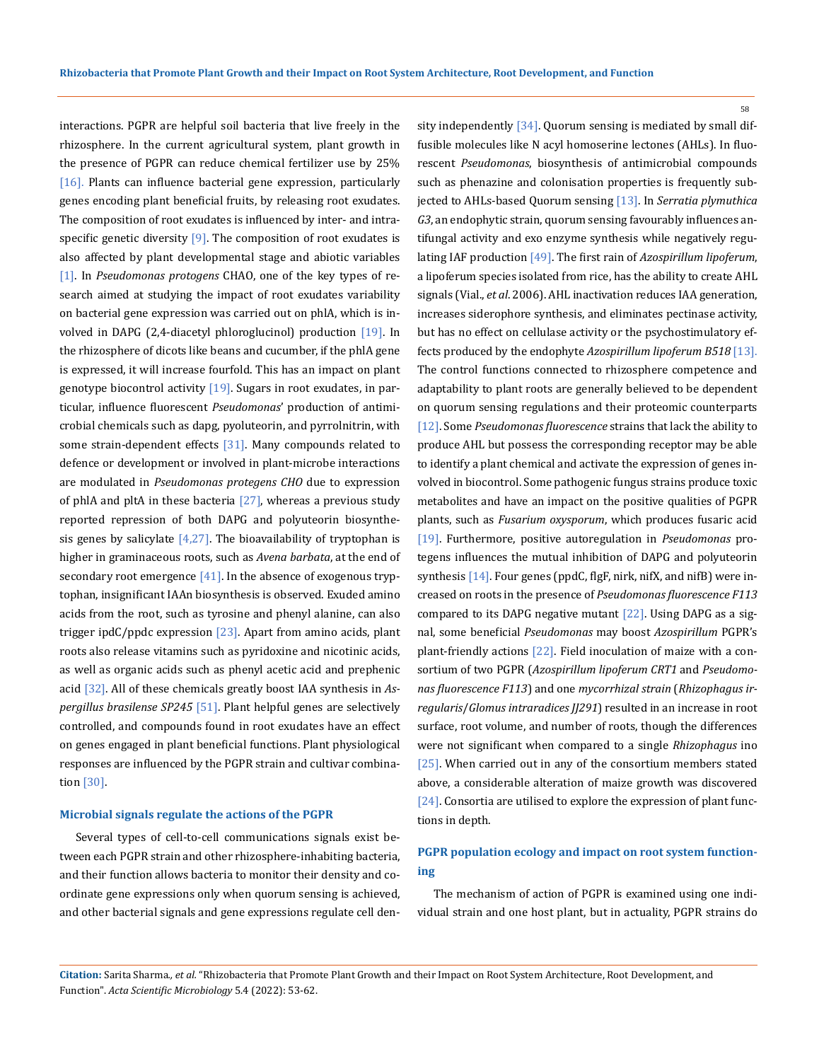interactions. PGPR are helpful soil bacteria that live freely in the rhizosphere. In the current agricultural system, plant growth in the presence of PGPR can reduce chemical fertilizer use by 25% [16]. Plants can influence bacterial gene expression, particularly genes encoding plant beneficial fruits, by releasing root exudates. The composition of root exudates is influenced by inter- and intraspecific genetic diversity [9]. The composition of root exudates is also affected by plant developmental stage and abiotic variables [1]. In *Pseudomonas protogens* CHAO, one of the key types of research aimed at studying the impact of root exudates variability on bacterial gene expression was carried out on phlA, which is involved in DAPG (2,4-diacetyl phloroglucinol) production [19]. In the rhizosphere of dicots like beans and cucumber, if the phlA gene is expressed, it will increase fourfold. This has an impact on plant genotype biocontrol activity [19]. Sugars in root exudates, in particular, influence fluorescent *Pseudomonas*' production of antimicrobial chemicals such as dapg, pyoluteorin, and pyrrolnitrin, with some strain-dependent effects [31]. Many compounds related to defence or development or involved in plant-microbe interactions are modulated in *Pseudomonas protegens CHO* due to expression of phlA and pltA in these bacteria [27], whereas a previous study reported repression of both DAPG and polyuteorin biosynthesis genes by salicylate [4,27]. The bioavailability of tryptophan is higher in graminaceous roots, such as *Avena barbata*, at the end of secondary root emergence [41]. In the absence of exogenous tryptophan, insignificant IAAn biosynthesis is observed. Exuded amino acids from the root, such as tyrosine and phenyl alanine, can also trigger ipdC/ppdc expression [23]. Apart from amino acids, plant roots also release vitamins such as pyridoxine and nicotinic acids, as well as organic acids such as phenyl acetic acid and prephenic acid [32]. All of these chemicals greatly boost IAA synthesis in *Aspergillus brasilense SP245* [51]. Plant helpful genes are selectively controlled, and compounds found in root exudates have an effect on genes engaged in plant beneficial functions. Plant physiological responses are influenced by the PGPR strain and cultivar combination [30].

### Microbial signals regulate the actions of the PGPR

Several types of cell-to-cell communications signals exist between each PGPR strain and other rhizosphere-inhabiting bacteria, and their function allows bacteria to monitor their density and coordinate gene expressions only when quorum sensing is achieved, and other bacterial signals and gene expressions regulate cell density independently [34]. Quorum sensing is mediated by small diffusible molecules like N acyl homoserine lectones (AHLs). In fluorescent *Pseudomonas*, biosynthesis of antimicrobial compounds such as phenazine and colonisation properties is frequently subjected to AHLs-based Quorum sensing [13]. In *Serratia plymuthica G3*, an endophytic strain, quorum sensing favourably influences antifungal activity and exo enzyme synthesis while negatively regulating IAF production [49]. The first rain of *Azospirillum lipoferum*, a lipoferum species isolated from rice, has the ability to create AHL signals (Vial., *et al*. 2006). AHL inactivation reduces IAA generation, increases siderophore synthesis, and eliminates pectinase activity, but has no effect on cellulase activity or the psychostimulatory effects produced by the endophyte *Azospirillum lipoferum B518* [13]. The control functions connected to rhizosphere competence and adaptability to plant roots are generally believed to be dependent on quorum sensing regulations and their proteomic counterparts [12]. Some *Pseudomonas fluorescence* strains that lack the ability to produce AHL but possess the corresponding receptor may be able to identify a plant chemical and activate the expression of genes involved in biocontrol. Some pathogenic fungus strains produce toxic metabolites and have an impact on the positive qualities of PGPR plants, such as *Fusarium oxysporum*, which produces fusaric acid [19]. Furthermore, positive autoregulation in *Pseudomonas* protegens influences the mutual inhibition of DAPG and polyuteorin synthesis [14]. Four genes (ppdC, flgF, nirk, nifX, and nifB) were increased on roots in the presence of *Pseudomonas fluorescence F113* compared to its DAPG negative mutant [22]. Using DAPG as a signal, some beneficial *Pseudomonas* may boost *Azospirillum* PGPR's plant-friendly actions [22]. Field inoculation of maize with a consortium of two PGPR (*Azospirillum lipoferum CRT1* and *Pseudomonas fluorescence F113*) and one *mycorrhizal strain* (*Rhizophagus irregularis*/*Glomus intraradices JJ291*) resulted in an increase in root surface, root volume, and number of roots, though the differences were not significant when compared to a single *Rhizophagus* ino [25]. When carried out in any of the consortium members stated above, a considerable alteration of maize growth was discovered [24]. Consortia are utilised to explore the expression of plant functions in depth.

### PGPR population ecology and impact on root system functioning

The mechanism of action of PGPR is examined using one individual strain and one host plant, but in actuality, PGPR strains do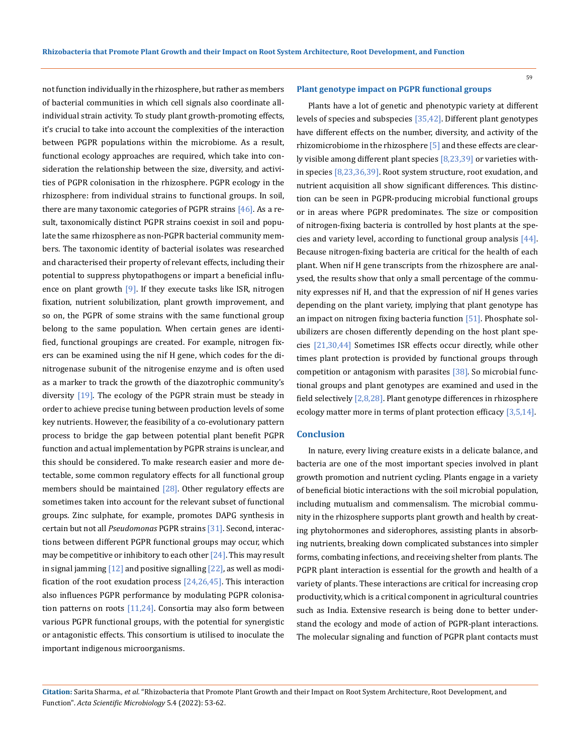not function individually in the rhizosphere, but rather as members of bacterial communities in which cell signals also coordinate all-individual strain activity. To study plant growth-promoting effects, it's crucial to take into account the complexities of the interaction between PGPR populations within the microbiome. As a result, functional ecology approaches are required, which take into consideration the relationship between the size, diversity, and activities of PGPR colonisation in the rhizosphere. PGPR ecology in the rhizosphere: from individual strains to functional groups. In soil, there are many taxonomic categories of PGPR strains [46]. As a result, taxonomically distinct PGPR strains coexist in soil and populate the same rhizosphere as non-PGPR bacterial community members. The taxonomic identity of bacterial isolates was researched and characterised their property of relevant effects, including their potential to suppress phytopathogens or impart a beneficial influence on plant growth [9]. If they execute tasks like ISR, nitrogen fixation, nutrient solubilization, plant growth improvement, and so on, the PGPR of some strains with the same functional group belong to the same population. When certain genes are identified, functional groupings are created. For example, nitrogen fixers can be examined using the nif H gene, which codes for the dinitrogenase subunit of the nitrogenise enzyme and is often used as a marker to track the growth of the diazotrophic community's diversity [19]. The ecology of the PGPR strain must be steady in order to achieve precise tuning between production levels of some key nutrients. However, the feasibility of a co-evolutionary pattern process to bridge the gap between potential plant benefit PGPR function and actual implementation by PGPR strains is unclear, and this should be considered. To make research easier and more detectable, some common regulatory effects for all functional group members should be maintained [28]. Other regulatory effects are sometimes taken into account for the relevant subset of functional groups. Zinc sulphate, for example, promotes DAPG synthesis in certain but not all *Pseudomonas* PGPR strains [31]. Second, interactions between different PGPR functional groups may occur, which may be competitive or inhibitory to each other [24]. This may result in signal jamming [12] and positive signalling [22], as well as modification of the root exudation process [24,26,45]. This interaction also influences PGPR performance by modulating PGPR colonisation patterns on roots [11,24]. Consortia may also form between various PGPR functional groups, with the potential for synergistic or antagonistic effects. This consortium is utilised to inoculate the important indigenous microorganisms.

### Plant genotype impact on PGPR functional groups

Plants have a lot of genetic and phenotypic variety at different levels of species and subspecies [35,42]. Different plant genotypes have different effects on the number, diversity, and activity of the rhizomicrobiome in the rhizosphere [5] and these effects are clearly visible among different plant species [8,23,39] or varieties within species [8,23,36,39]. Root system structure, root exudation, and nutrient acquisition all show significant differences. This distinction can be seen in PGPR-producing microbial functional groups or in areas where PGPR predominates. The size or composition of nitrogen-fixing bacteria is controlled by host plants at the species and variety level, according to functional group analysis [44]. Because nitrogen-fixing bacteria are critical for the health of each plant. When nif H gene transcripts from the rhizosphere are analysed, the results show that only a small percentage of the community expresses nif H, and that the expression of nif H genes varies depending on the plant variety, implying that plant genotype has an impact on nitrogen fixing bacteria function [51]. Phosphate solubilizers are chosen differently depending on the host plant species [21,30,44] Sometimes ISR effects occur directly, while other times plant protection is provided by functional groups through competition or antagonism with parasites [38]. So microbial functional groups and plant genotypes are examined and used in the field selectively [2,8,28]. Plant genotype differences in rhizosphere ecology matter more in terms of plant protection efficacy [3,5,14].

## Conclusion

In nature, every living creature exists in a delicate balance, and bacteria are one of the most important species involved in plant growth promotion and nutrient cycling. Plants engage in a variety of beneficial biotic interactions with the soil microbial population, including mutualism and commensalism. The microbial community in the rhizosphere supports plant growth and health by creating phytohormones and siderophores, assisting plants in absorbing nutrients, breaking down complicated substances into simpler forms, combating infections, and receiving shelter from plants. The PGPR plant interaction is essential for the growth and health of a variety of plants. These interactions are critical for increasing crop productivity, which is a critical component in agricultural countries such as India. Extensive research is being done to better understand the ecology and mode of action of PGPR-plant interactions. The molecular signaling and function of PGPR plant contacts must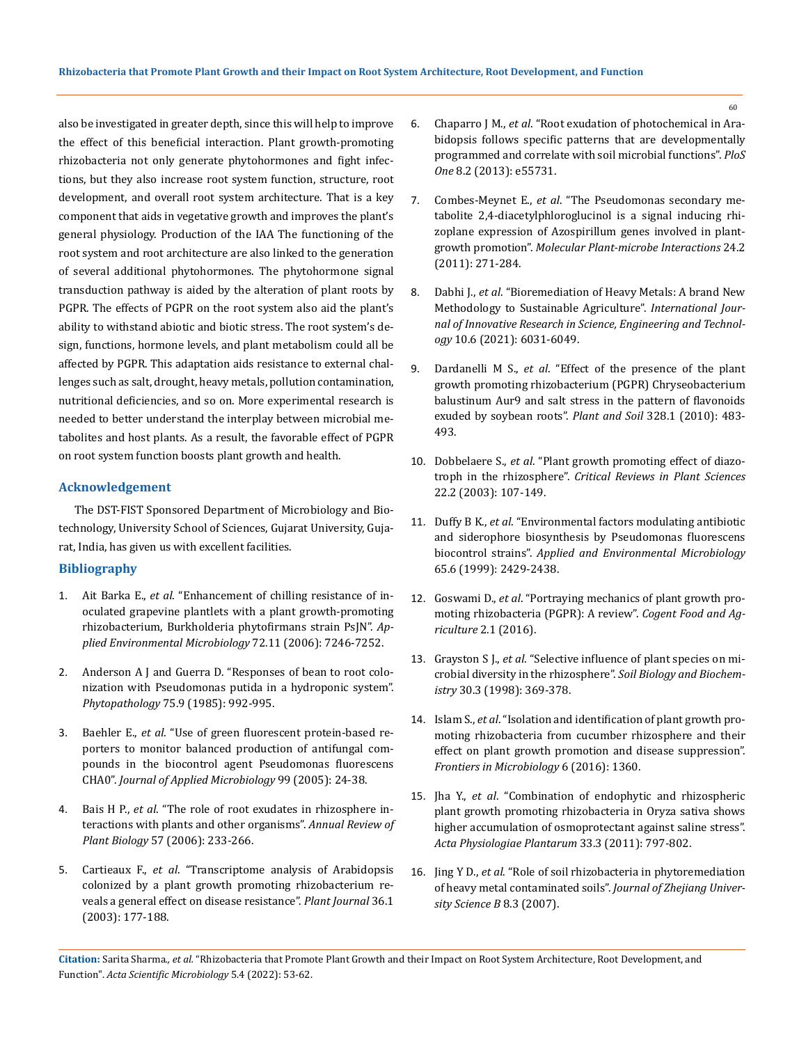also be investigated in greater depth, since this will help to improve the effect of this beneficial interaction. Plant growth-promoting rhizobacteria not only generate phytohormones and fight infections, but they also increase root system function, structure, root development, and overall root system architecture. That is a key component that aids in vegetative growth and improves the plant's general physiology. Production of the IAA The functioning of the root system and root architecture are also linked to the generation of several additional phytohormones. The phytohormone signal transduction pathway is aided by the alteration of plant roots by PGPR. The effects of PGPR on the root system also aid the plant's ability to withstand abiotic and biotic stress. The root system's design, functions, hormone levels, and plant metabolism could all be affected by PGPR. This adaptation aids resistance to external challenges such as salt, drought, heavy metals, pollution contamination, nutritional deficiencies, and so on. More experimental research is needed to better understand the interplay between microbial metabolites and host plants. As a result, the favorable effect of PGPR on root system function boosts plant growth and health.

## Acknowledgement

The DST-FIST Sponsored Department of Microbiology and Biotechnology, University School of Sciences, Gujarat University, Gujarat, India, has given us with excellent facilities.

## Bibliography

1. Ait Barka E., *et al*. "Enhancement of chilling resistance of inoculated grapevine plantlets with a plant growth-promoting rhizobacterium, Burkholderia phytofirmans strain PsJN". *Applied Environmental Microbiology* 72.11 (2006): 7246-7252.
2. Anderson A J and Guerra D. "Responses of bean to root colonization with Pseudomonas putida in a hydroponic system". *Phytopathology* 75.9 (1985): 992-995.
3. Baehler E., *et al*. "Use of green fluorescent protein-based reporters to monitor balanced production of antifungal compounds in the biocontrol agent Pseudomonas fluorescens CHA0". *Journal of Applied Microbiology* 99 (2005): 24-38.
4. Bais H P., *et al*. "The role of root exudates in rhizosphere interactions with plants and other organisms". *Annual Review of Plant Biology* 57 (2006): 233-266.
5. Cartieaux F., *et al*. "Transcriptome analysis of Arabidopsis colonized by a plant growth promoting rhizobacterium reveals a general effect on disease resistance". *Plant Journal* 36.1 (2003): 177-188.
6. Chaparro J M., *et al*. "Root exudation of photochemical in Arabidopsis follows specific patterns that are developmentally programmed and correlate with soil microbial functions". *PloS One* 8.2 (2013): e55731.
7. Combes-Meynet E., *et al*. "The Pseudomonas secondary metabolite 2,4-diacetylphloroglucinol is a signal inducing rhizoplane expression of Azospirillum genes involved in plant-growth promotion". *Molecular Plant-microbe Interactions* 24.2 (2011): 271-284.
8. Dabhi J., *et al*. "Bioremediation of Heavy Metals: A brand New Methodology to Sustainable Agriculture". *International Journal of Innovative Research in Science, Engineering and Technology* 10.6 (2021): 6031-6049.
9. Dardanelli M S., *et al*. "Effect of the presence of the plant growth promoting rhizobacterium (PGPR) Chryseobacterium balustinum Aur9 and salt stress in the pattern of flavonoids exuded by soybean roots". *Plant and Soil* 328.1 (2010): 483-493.
10. Dobbelaere S., *et al*. "Plant growth promoting effect of diazotroph in the rhizosphere". *Critical Reviews in Plant Sciences* 22.2 (2003): 107-149.
11. Duffy B K., *et al*. "Environmental factors modulating antibiotic and siderophore biosynthesis by Pseudomonas fluorescens biocontrol strains". *Applied and Environmental Microbiology* 65.6 (1999): 2429-2438.
12. Goswami D., *et al*. "Portraying mechanics of plant growth promoting rhizobacteria (PGPR): A review". *Cogent Food and Agriculture* 2.1 (2016).
13. Grayston S J., *et al*. "Selective influence of plant species on microbial diversity in the rhizosphere". *Soil Biology and Biochemistry* 30.3 (1998): 369-378.
14. Islam S., *et al*. "Isolation and identification of plant growth promoting rhizobacteria from cucumber rhizosphere and their effect on plant growth promotion and disease suppression". *Frontiers in Microbiology* 6 (2016): 1360.
15. Jha Y., *et al*. "Combination of endophytic and rhizospheric plant growth promoting rhizobacteria in Oryza sativa shows higher accumulation of osmoprotectant against saline stress". *Acta Physiologiae Plantarum* 33.3 (2011): 797-802.
16. Jing Y D., *et al*. "Role of soil rhizobacteria in phytoremediation of heavy metal contaminated soils". *Journal of Zhejiang University Science B* 8.3 (2007).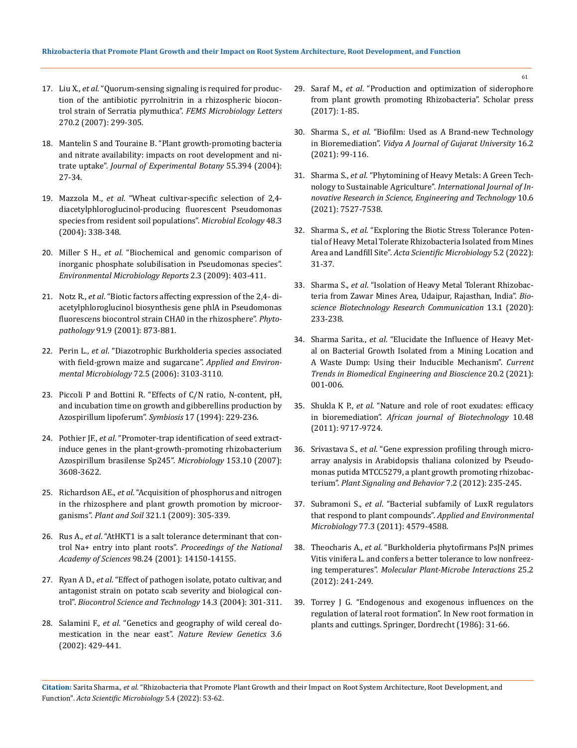17. Liu X., *et al*. "Quorum-sensing signaling is required for production of the antibiotic pyrrolnitrin in a rhizospheric biocontrol strain of Serratia plymuthica". *FEMS Microbiology Letters* 270.2 (2007): 299-305.

18. Mantelin S and Touraine B. "Plant growth-promoting bacteria and nitrate availability: impacts on root development and nitrate uptake". *Journal of Experimental Botany* 55.394 (2004): 27-34.

19. Mazzola M., *et al*. "Wheat cultivar-specific selection of 2,4-diacetylphloroglucinol-producing fluorescent Pseudomonas species from resident soil populations". *Microbial Ecology* 48.3 (2004): 338-348.

20. Miller S H., *et al*. "Biochemical and genomic comparison of inorganic phosphate solubilisation in Pseudomonas species". *Environmental Microbiology Reports* 2.3 (2009): 403-411.

21. Notz R., *et al*. "Biotic factors affecting expression of the 2,4- diacetylphloroglucinol biosynthesis gene phlA in Pseudomonas fluorescens biocontrol strain CHA0 in the rhizosphere". *Phytopathology* 91.9 (2001): 873-881.

22. Perin L., *et al*. "Diazotrophic Burkholderia species associated with field-grown maize and sugarcane". *Applied and Environmental Microbiology* 72.5 (2006): 3103-3110.

23. Piccoli P and Bottini R. "Effects of C/N ratio, N-content, pH, and incubation time on growth and gibberellins production by Azospirillum lipoferum". *Symbiosis* 17 (1994): 229-236.

24. Pothier JF., *et al*. "Promoter-trap identification of seed extract-induce genes in the plant-growth-promoting rhizobacterium Azospirillum brasilense Sp245". *Microbiology* 153.10 (2007): 3608-3622.

25. Richardson AE., *et al*. "Acquisition of phosphorus and nitrogen in the rhizosphere and plant growth promotion by microorganisms". *Plant and Soil* 321.1 (2009): 305-339.

26. Rus A., *et al*. "AtHKT1 is a salt tolerance determinant that control Na+ entry into plant roots". *Proceedings of the National Academy of Sciences* 98.24 (2001): 14150-14155.

27. Ryan A D., *et al*. "Effect of pathogen isolate, potato cultivar, and antagonist strain on potato scab severity and biological control". *Biocontrol Science and Technology* 14.3 (2004): 301-311.

28. Salamini F., *et al*. "Genetics and geography of wild cereal domestication in the near east". *Nature Review Genetics* 3.6 (2002): 429-441.

29. Saraf M., *et al*. "Production and optimization of siderophore from plant growth promoting Rhizobacteria". Scholar press (2017): 1-85.

30. Sharma S., *et al*. "Biofilm: Used as A Brand-new Technology in Bioremediation". *Vidya A Journal of Gujarat University* 16.2 (2021): 99-116.

31. Sharma S., *et al*. "Phytomining of Heavy Metals: A Green Technology to Sustainable Agriculture". *International Journal of Innovative Research in Science, Engineering and Technology* 10.6 (2021): 7527-7538.

32. Sharma S., *et al*. "Exploring the Biotic Stress Tolerance Potential of Heavy Metal Tolerate Rhizobacteria Isolated from Mines Area and Landfill Site". *Acta Scientific Microbiology* 5.2 (2022): 31-37.

33. Sharma S., *et al*. "Isolation of Heavy Metal Tolerant Rhizobacteria from Zawar Mines Area, Udaipur, Rajasthan, India". *Bioscience Biotechnology Research Communication* 13.1 (2020): 233-238.

34. Sharma Sarita., *et al*. "Elucidate the Influence of Heavy Metal on Bacterial Growth Isolated from a Mining Location and A Waste Dump: Using their Inducible Mechanism". *Current Trends in Biomedical Engineering and Bioscience* 20.2 (2021): 001-006.

35. Shukla K P., *et al*. "Nature and role of root exudates: efficacy in bioremediation". *African journal of Biotechnology* 10.48 (2011): 9717-9724.

36. Srivastava S., *et al*. "Gene expression profiling through microarray analysis in Arabidopsis thaliana colonized by Pseudomonas putida MTCC5279, a plant growth promoting rhizobacterium". *Plant Signaling and Behavior* 7.2 (2012): 235-245.

37. Subramoni S., *et al*. "Bacterial subfamily of LuxR regulators that respond to plant compounds". *Applied and Environmental Microbiology* 77.3 (2011): 4579-4588.

38. Theocharis A., *et al*. "Burkholderia phytofirmans PsJN primes Vitis vinifera L. and confers a better tolerance to low nonfreezing temperatures". *Molecular Plant-Microbe Interactions* 25.2 (2012): 241-249.

39. Torrey J G. "Endogenous and exogenous influences on the regulation of lateral root formation". In New root formation in plants and cuttings. Springer, Dordrecht (1986): 31-66.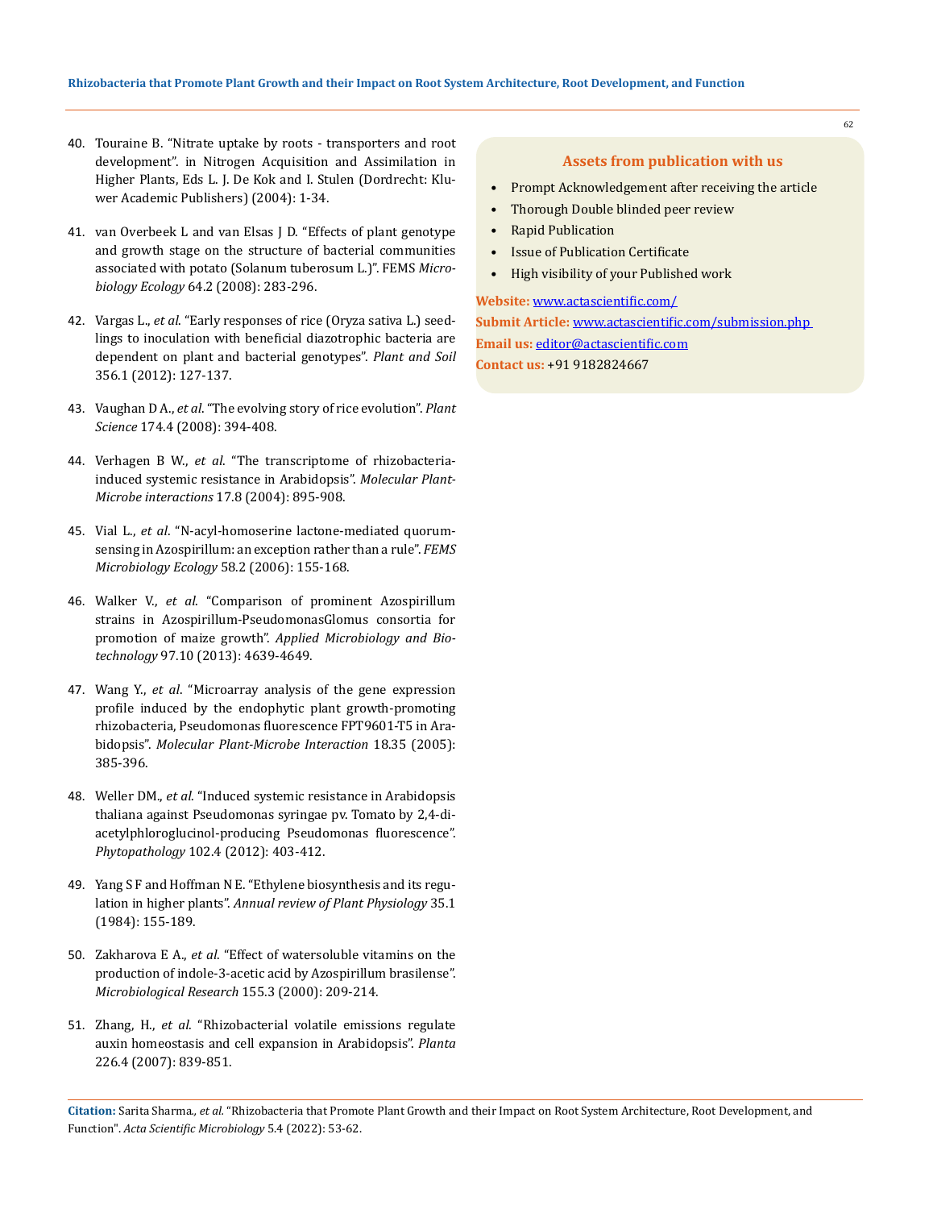40. Touraine B. "Nitrate uptake by roots - transporters and root development". in Nitrogen Acquisition and Assimilation in Higher Plants, Eds L. J. De Kok and I. Stulen (Dordrecht: Kluwer Academic Publishers) (2004): 1-34.

41. van Overbeek L and van Elsas J D. "Effects of plant genotype and growth stage on the structure of bacterial communities associated with potato (Solanum tuberosum L.)". FEMS *Microbiology Ecology* 64.2 (2008): 283-296.

42. Vargas L., *et al*. "Early responses of rice (Oryza sativa L.) seedlings to inoculation with beneficial diazotrophic bacteria are dependent on plant and bacterial genotypes". *Plant and Soil* 356.1 (2012): 127-137.

43. Vaughan D A., *et al*. "The evolving story of rice evolution". *Plant Science* 174.4 (2008): 394-408.

44. Verhagen B W., *et al*. "The transcriptome of rhizobacteria-induced systemic resistance in Arabidopsis". *Molecular Plant-Microbe interactions* 17.8 (2004): 895-908.

45. Vial L., *et al*. "N-acyl-homoserine lactone-mediated quorum-sensing in Azospirillum: an exception rather than a rule". *FEMS Microbiology Ecology* 58.2 (2006): 155-168.

46. Walker V., *et al*. "Comparison of prominent Azospirillum strains in Azospirillum-PseudomonasGlomus consortia for promotion of maize growth". *Applied Microbiology and Biotechnology* 97.10 (2013): 4639-4649.

47. Wang Y., *et al*. "Microarray analysis of the gene expression profile induced by the endophytic plant growth-promoting rhizobacteria, Pseudomonas fluorescence FPT9601-T5 in Arabidopsis". *Molecular Plant-Microbe Interaction* 18.35 (2005): 385-396.

48. Weller DM., *et al*. "Induced systemic resistance in Arabidopsis thaliana against Pseudomonas syringae pv. Tomato by 2,4-diacetylphloroglucinol-producing Pseudomonas fluorescence". *Phytopathology* 102.4 (2012): 403-412.

49. Yang S F and Hoffman N E. "Ethylene biosynthesis and its regulation in higher plants". *Annual review of Plant Physiology* 35.1 (1984): 155-189.

50. Zakharova E A., *et al*. "Effect of watersoluble vitamins on the production of indole-3-acetic acid by Azospirillum brasilense". *Microbiological Research* 155.3 (2000): 209-214.

51. Zhang, H., *et al*. "Rhizobacterial volatile emissions regulate auxin homeostasis and cell expansion in Arabidopsis". *Planta* 226.4 (2007): 839-851.

### Assets from publication with us

- Prompt Acknowledgement after receiving the article
- Thorough Double blinded peer review
- Rapid Publication
- Issue of Publication Certificate
- High visibility of your Published work

**Website:** www.actascientific.com/
**Submit Article:** www.actascientific.com/submission.php
**Email us:** editor@actascientific.com
**Contact us:** +91 9182824667